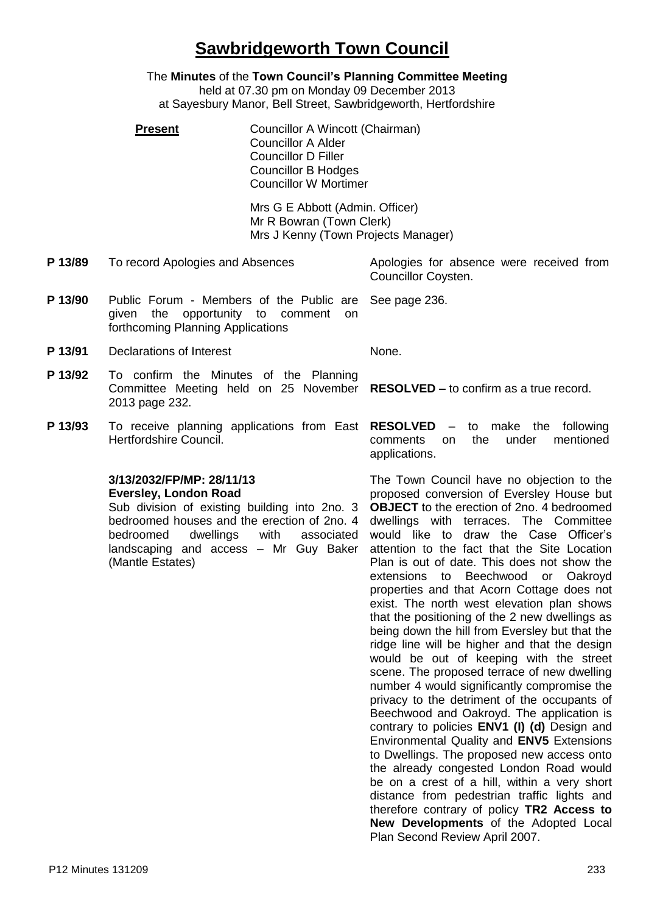# Sawbridgeworth Town Council

The **Minutes** of the **Town Council's Planning Committee Meeting**
held at 07.30 pm on Monday 09 December 2013
at Sayesbury Manor, Bell Street, Sawbridgeworth, Hertfordshire

**Present**

Councillor A Wincott (Chairman)
Councillor A Alder
Councillor D Filler
Councillor B Hodges
Councillor W Mortimer

Mrs G E Abbott (Admin. Officer)
Mr R Bowran (Town Clerk)
Mrs J Kenny (Town Projects Manager)

| | | |
|---|---|---|
| **P 13/89** | To record Apologies and Absences | Apologies for absence were received from Councillor Coysten. |
| **P 13/90** | Public Forum - Members of the Public are given the opportunity to comment on forthcoming Planning Applications | See page 236. |
| **P 13/91** | Declarations of Interest | None. |
| **P 13/92** | To confirm the Minutes of the Planning Committee Meeting held on 25 November 2013 page 232. | **RESOLVED –** to confirm as a true record. |
| **P 13/93** | To receive planning applications from East Hertfordshire Council. | **RESOLVED** – to make the following comments on the under mentioned applications. |
| | **3/13/2032/FP/MP: 28/11/13**<br>**Eversley, London Road**<br>Sub division of existing building into 2no. 3 bedroomed houses and the erection of 2no. 4 bedroomed dwellings with associated landscaping and access – Mr Guy Baker (Mantle Estates) | The Town Council have no objection to the proposed conversion of Eversley House but **OBJECT** to the erection of 2no. 4 bedroomed dwellings with terraces. The Committee would like to draw the Case Officer's attention to the fact that the Site Location Plan is out of date. This does not show the extensions to Beechwood or Oakroyd properties and that Acorn Cottage does not exist. The north west elevation plan shows that the positioning of the 2 new dwellings as being down the hill from Eversley but that the ridge line will be higher and that the design would be out of keeping with the street scene. The proposed terrace of new dwelling number 4 would significantly compromise the privacy to the detriment of the occupants of Beechwood and Oakroyd. The application is contrary to policies **ENV1 (I) (d)** Design and Environmental Quality and **ENV5** Extensions to Dwellings. The proposed new access onto the already congested London Road would be on a crest of a hill, within a very short distance from pedestrian traffic lights and therefore contrary of policy **TR2 Access to New Developments** of the Adopted Local Plan Second Review April 2007. |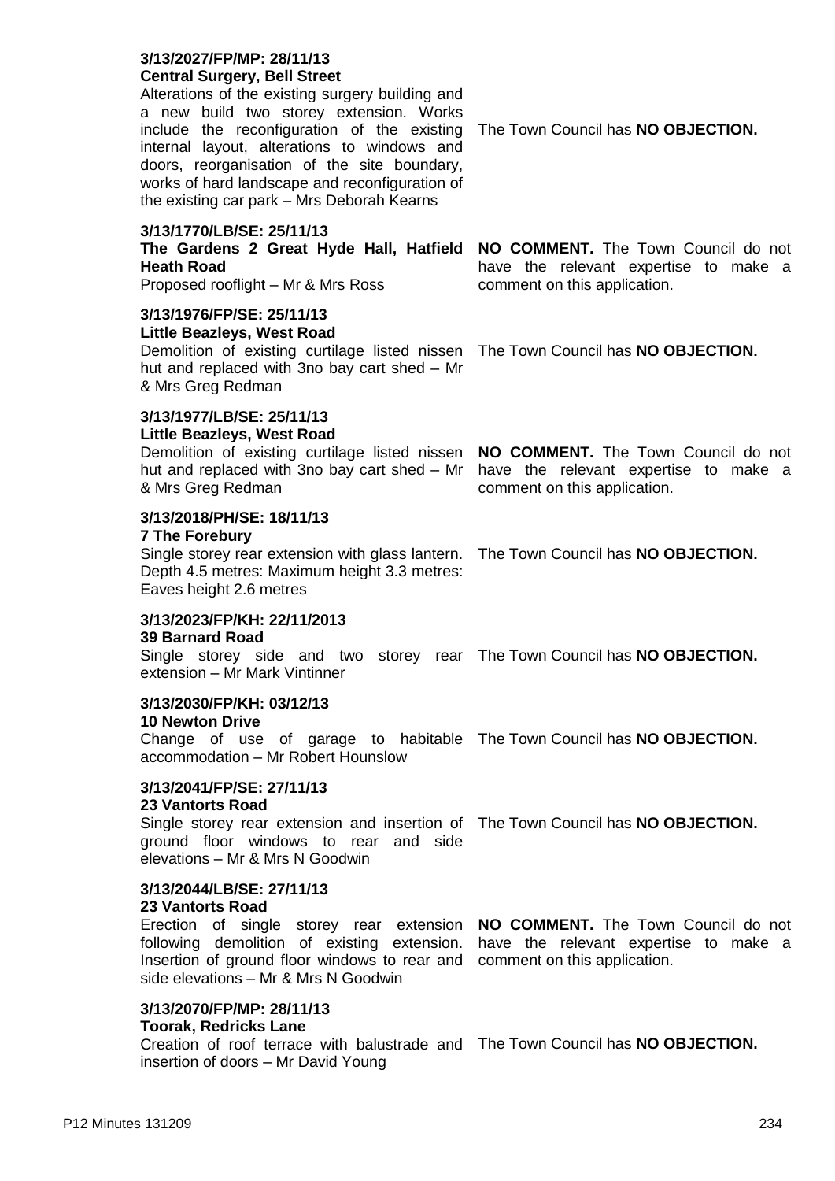| Application | Response |
|---|---|
| **3/13/2027/FP/MP: 28/11/13**<br>**Central Surgery, Bell Street**<br>Alterations of the existing surgery building and a new build two storey extension. Works include the reconfiguration of the existing internal layout, alterations to windows and doors, reorganisation of the site boundary, works of hard landscape and reconfiguration of the existing car park – Mrs Deborah Kearns | The Town Council has **NO OBJECTION.** |
| **3/13/1770/LB/SE: 25/11/13**<br>**The Gardens 2 Great Hyde Hall, Hatfield Heath Road**<br>Proposed rooflight – Mr & Mrs Ross | **NO COMMENT.** The Town Council do not have the relevant expertise to make a comment on this application. |
| **3/13/1976/FP/SE: 25/11/13**<br>**Little Beazleys, West Road**<br>Demolition of existing curtilage listed nissen hut and replaced with 3no bay cart shed – Mr & Mrs Greg Redman | The Town Council has **NO OBJECTION.** |
| **3/13/1977/LB/SE: 25/11/13**<br>**Little Beazleys, West Road**<br>Demolition of existing curtilage listed nissen hut and replaced with 3no bay cart shed – Mr & Mrs Greg Redman | **NO COMMENT.** The Town Council do not have the relevant expertise to make a comment on this application. |
| **3/13/2018/PH/SE: 18/11/13**<br>**7 The Forebury**<br>Single storey rear extension with glass lantern. Depth 4.5 metres: Maximum height 3.3 metres: Eaves height 2.6 metres | The Town Council has **NO OBJECTION.** |
| **3/13/2023/FP/KH: 22/11/2013**<br>**39 Barnard Road**<br>Single storey side and two storey rear extension – Mr Mark Vintinner | The Town Council has **NO OBJECTION.** |
| **3/13/2030/FP/KH: 03/12/13**<br>**10 Newton Drive**<br>Change of use of garage to habitable accommodation – Mr Robert Hounslow | The Town Council has **NO OBJECTION.** |
| **3/13/2041/FP/SE: 27/11/13**<br>**23 Vantorts Road**<br>Single storey rear extension and insertion of ground floor windows to rear and side elevations – Mr & Mrs N Goodwin | The Town Council has **NO OBJECTION.** |
| **3/13/2044/LB/SE: 27/11/13**<br>**23 Vantorts Road**<br>Erection of single storey rear extension following demolition of existing extension. Insertion of ground floor windows to rear and side elevations – Mr & Mrs N Goodwin | **NO COMMENT.** The Town Council do not have the relevant expertise to make a comment on this application. |
| **3/13/2070/FP/MP: 28/11/13**<br>**Toorak, Redricks Lane**<br>Creation of roof terrace with balustrade and insertion of doors – Mr David Young | The Town Council has **NO OBJECTION.** |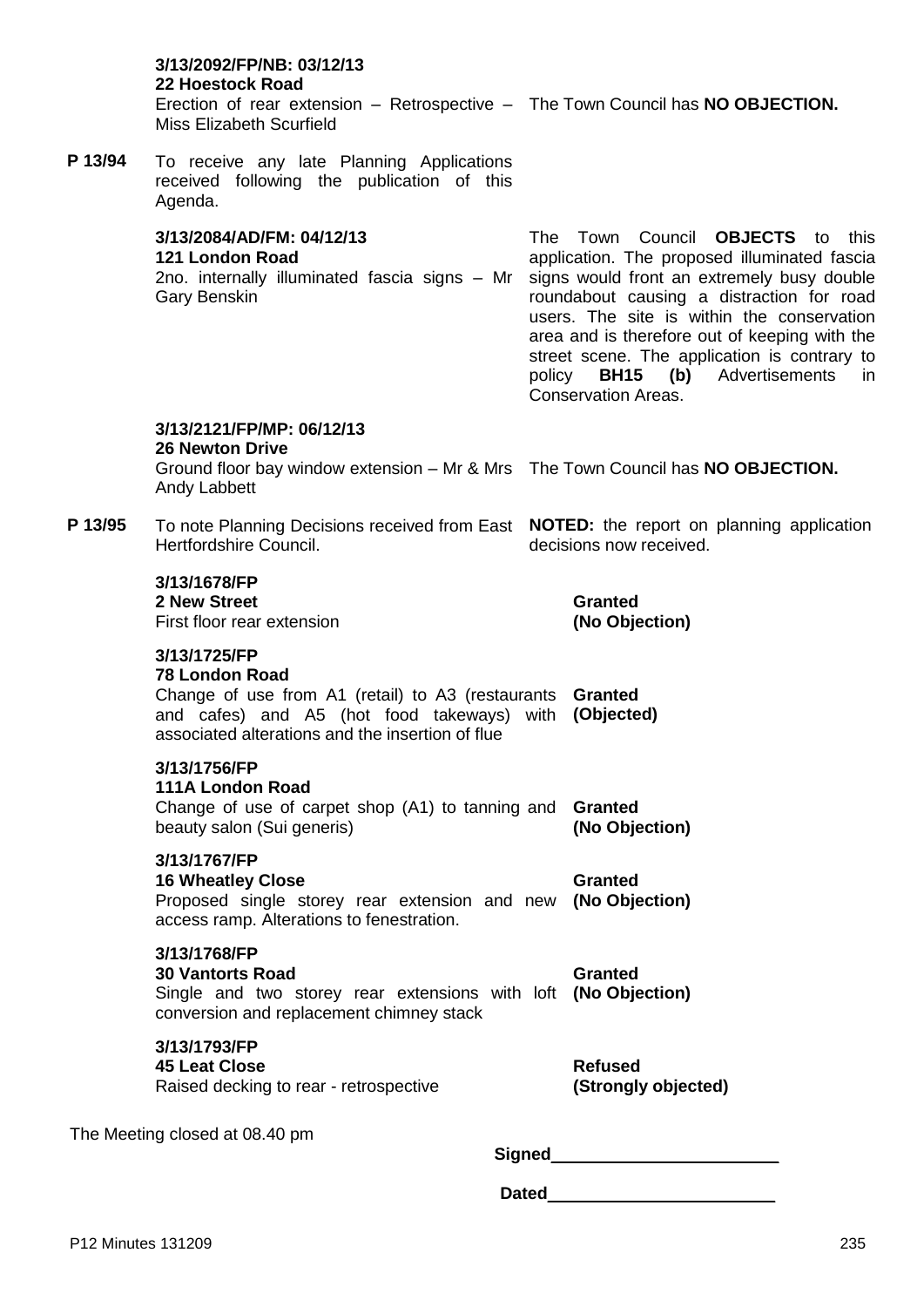**3/13/2092/FP/NB: 03/12/13**
**22 Hoestock Road**
Erection of rear extension – Retrospective – Miss Elizabeth Scurfield

The Town Council has **NO OBJECTION.**

**P 13/94** To receive any late Planning Applications received following the publication of this Agenda.

**3/13/2084/AD/FM: 04/12/13**
**121 London Road**
2no. internally illuminated fascia signs – Mr Gary Benskin

The Town Council **OBJECTS** to this application. The proposed illuminated fascia signs would front an extremely busy double roundabout causing a distraction for road users. The site is within the conservation area and is therefore out of keeping with the street scene. The application is contrary to policy **BH15 (b)** Advertisements in Conservation Areas.

**3/13/2121/FP/MP: 06/12/13**
**26 Newton Drive**
Ground floor bay window extension – Mr & Mrs Andy Labbett

The Town Council has **NO OBJECTION.**

**P 13/95** To note Planning Decisions received from East Hertfordshire Council.

**NOTED:** the report on planning application decisions now received.

| Application | Decision |
|---|---|
| **3/13/1678/FP**<br>**2 New Street**<br>First floor rear extension | **Granted**<br>**(No Objection)** |
| **3/13/1725/FP**<br>**78 London Road**<br>Change of use from A1 (retail) to A3 (restaurants and cafes) and A5 (hot food takeways) with associated alterations and the insertion of flue | **Granted**<br>**(Objected)** |
| **3/13/1756/FP**<br>**111A London Road**<br>Change of use of carpet shop (A1) to tanning and beauty salon (Sui generis) | **Granted**<br>**(No Objection)** |
| **3/13/1767/FP**<br>**16 Wheatley Close**<br>Proposed single storey rear extension and new access ramp. Alterations to fenestration. | **Granted**<br>**(No Objection)** |
| **3/13/1768/FP**<br>**30 Vantorts Road**<br>Single and two storey rear extensions with loft conversion and replacement chimney stack | **Granted**<br>**(No Objection)** |
| **3/13/1793/FP**<br>**45 Leat Close**<br>Raised decking to rear - retrospective | **Refused**<br>**(Strongly objected)** |

The Meeting closed at 08.40 pm

**Signed**________________________

**Dated**________________________

P12 Minutes 131209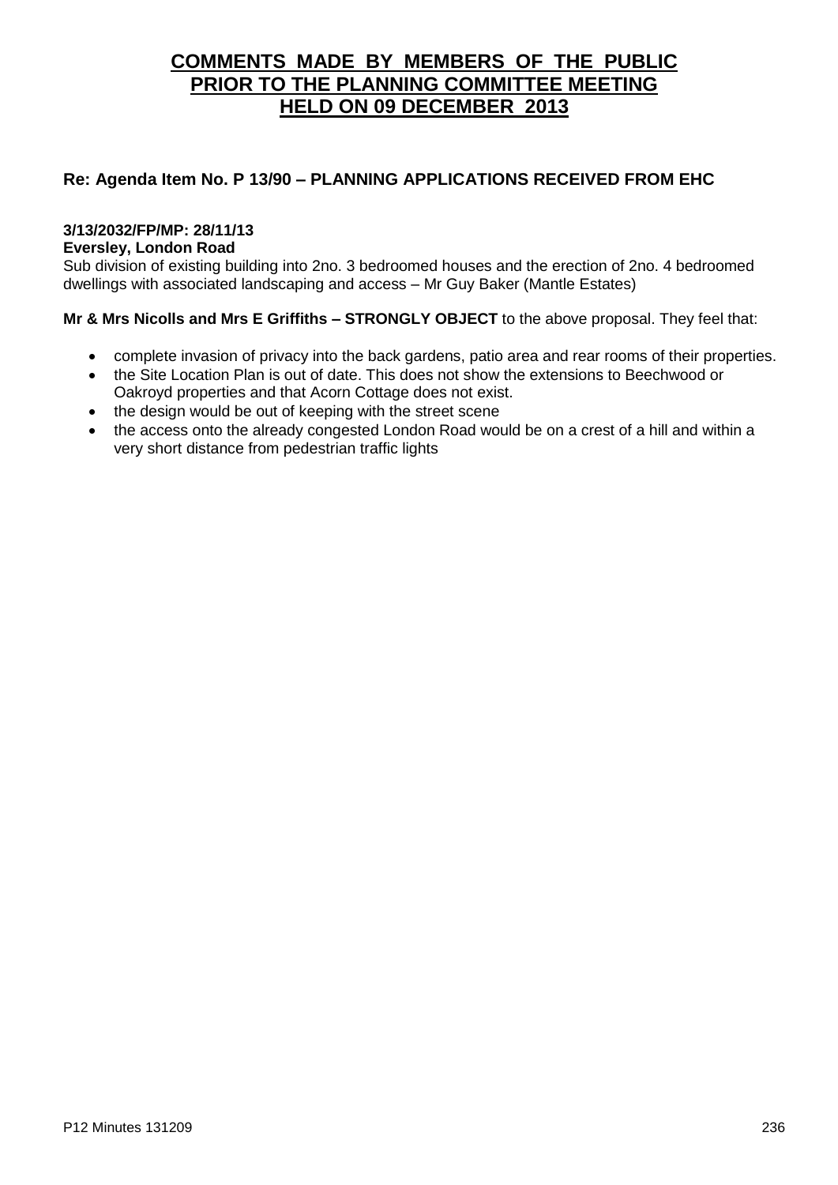# COMMENTS MADE BY MEMBERS OF THE PUBLIC PRIOR TO THE PLANNING COMMITTEE MEETING HELD ON 09 DECEMBER 2013

## Re: Agenda Item No. P 13/90 – PLANNING APPLICATIONS RECEIVED FROM EHC

**3/13/2032/FP/MP: 28/11/13**
**Eversley, London Road**
Sub division of existing building into 2no. 3 bedroomed houses and the erection of 2no. 4 bedroomed dwellings with associated landscaping and access – Mr Guy Baker (Mantle Estates)

**Mr & Mrs Nicolls and Mrs E Griffiths – STRONGLY OBJECT** to the above proposal. They feel that:

- complete invasion of privacy into the back gardens, patio area and rear rooms of their properties.
- the Site Location Plan is out of date. This does not show the extensions to Beechwood or Oakroyd properties and that Acorn Cottage does not exist.
- the design would be out of keeping with the street scene
- the access onto the already congested London Road would be on a crest of a hill and within a very short distance from pedestrian traffic lights